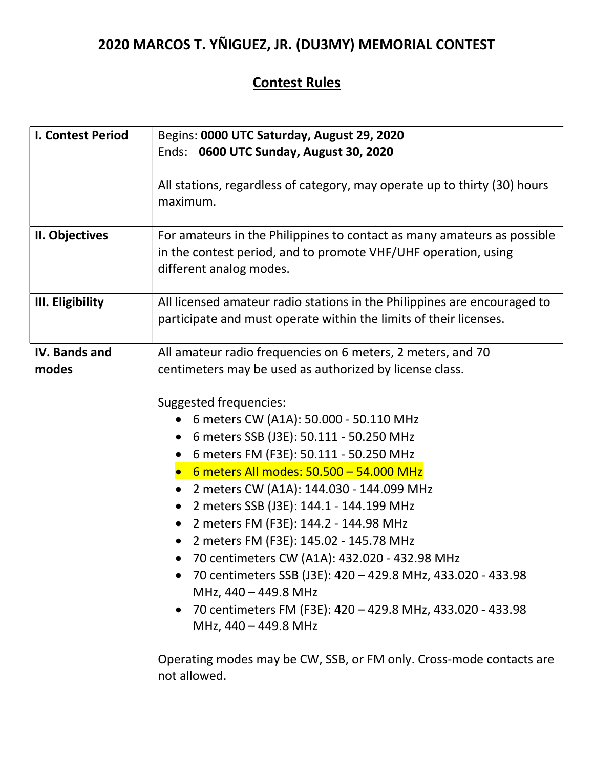# 2020 MARCOS T. YÑIGUEZ, JR. (DU3MY) MEMORIAL CONTEST

## Contest Rules

| | |
|---|---|
| **I. Contest Period** | Begins: **0000 UTC Saturday, August 29, 2020**<br>Ends: **0600 UTC Sunday, August 30, 2020**<br><br>All stations, regardless of category, may operate up to thirty (30) hours maximum. |
| **II. Objectives** | For amateurs in the Philippines to contact as many amateurs as possible in the contest period, and to promote VHF/UHF operation, using different analog modes. |
| **III. Eligibility** | All licensed amateur radio stations in the Philippines are encouraged to participate and must operate within the limits of their licenses. |
| **IV. Bands and modes** | All amateur radio frequencies on 6 meters, 2 meters, and 70 centimeters may be used as authorized by license class.<br><br>Suggested frequencies:<br>• 6 meters CW (A1A): 50.000 - 50.110 MHz<br>• 6 meters SSB (J3E): 50.111 - 50.250 MHz<br>• 6 meters FM (F3E): 50.111 - 50.250 MHz<br>• 6 meters All modes: 50.500 – 54.000 MHz<br>• 2 meters CW (A1A): 144.030 - 144.099 MHz<br>• 2 meters SSB (J3E): 144.1 - 144.199 MHz<br>• 2 meters FM (F3E): 144.2 - 144.98 MHz<br>• 2 meters FM (F3E): 145.02 - 145.78 MHz<br>• 70 centimeters CW (A1A): 432.020 - 432.98 MHz<br>• 70 centimeters SSB (J3E): 420 – 429.8 MHz, 433.020 - 433.98 MHz, 440 – 449.8 MHz<br>• 70 centimeters FM (F3E): 420 – 429.8 MHz, 433.020 - 433.98 MHz, 440 – 449.8 MHz<br><br>Operating modes may be CW, SSB, or FM only. Cross-mode contacts are not allowed. |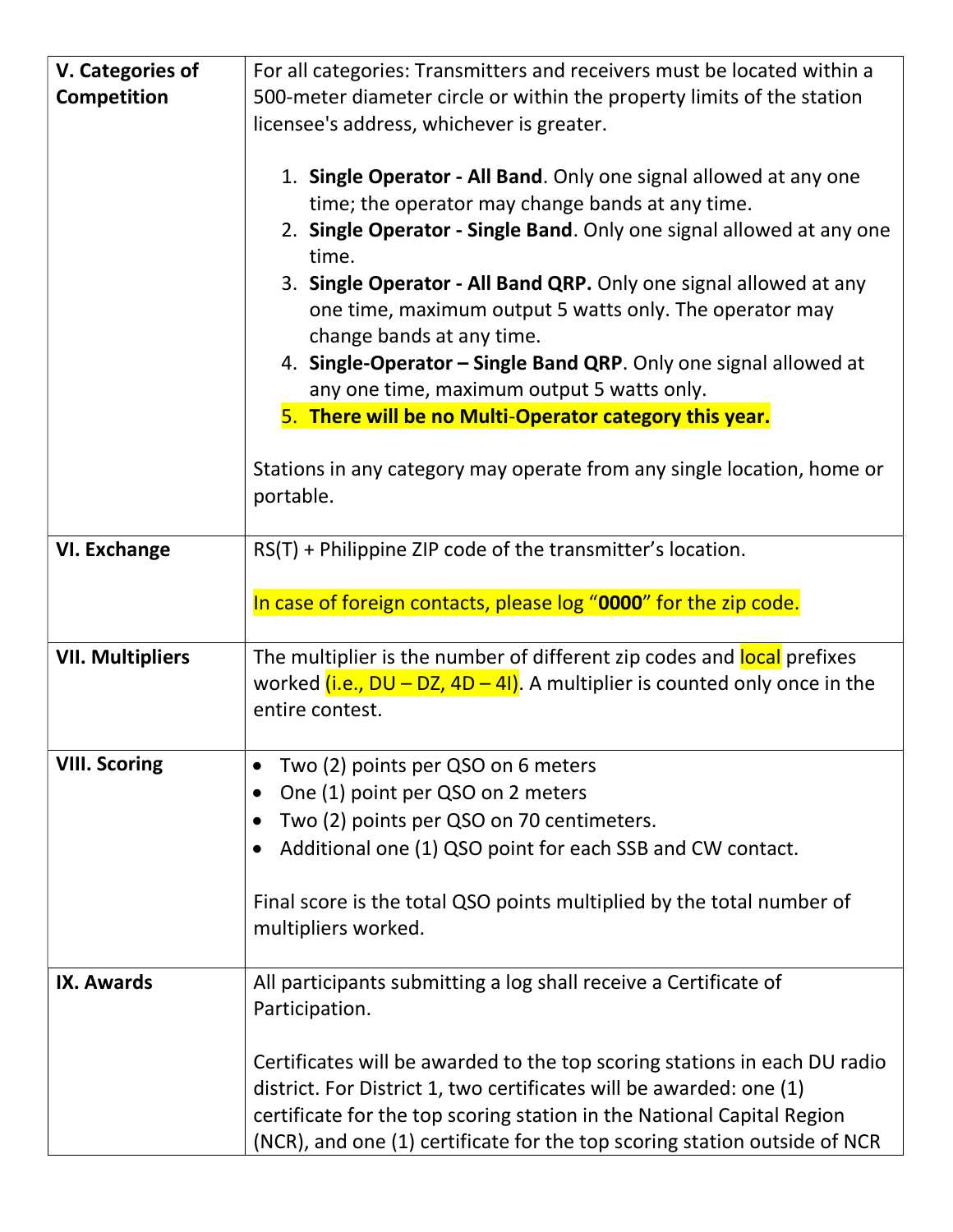| | |
|---|---|
| **V. Categories of Competition** | For all categories: Transmitters and receivers must be located within a 500-meter diameter circle or within the property limits of the station licensee's address, whichever is greater.<br><br>1. **Single Operator - All Band**. Only one signal allowed at any one time; the operator may change bands at any time.<br>2. **Single Operator - Single Band**. Only one signal allowed at any one time.<br>3. **Single Operator - All Band QRP.** Only one signal allowed at any one time, maximum output 5 watts only. The operator may change bands at any time.<br>4. **Single-Operator – Single Band QRP**. Only one signal allowed at any one time, maximum output 5 watts only.<br>5. **There will be no Multi-Operator category this year.**<br><br>Stations in any category may operate from any single location, home or portable. |
| **VI. Exchange** | RS(T) + Philippine ZIP code of the transmitter's location.<br><br>In case of foreign contacts, please log "**0000**" for the zip code. |
| **VII. Multipliers** | The multiplier is the number of different zip codes and local prefixes worked (i.e., DU – DZ, 4D – 4I). A multiplier is counted only once in the entire contest. |
| **VIII. Scoring** | • Two (2) points per QSO on 6 meters<br>• One (1) point per QSO on 2 meters<br>• Two (2) points per QSO on 70 centimeters.<br>• Additional one (1) QSO point for each SSB and CW contact.<br><br>Final score is the total QSO points multiplied by the total number of multipliers worked. |
| **IX. Awards** | All participants submitting a log shall receive a Certificate of Participation.<br><br>Certificates will be awarded to the top scoring stations in each DU radio district. For District 1, two certificates will be awarded: one (1) certificate for the top scoring station in the National Capital Region (NCR), and one (1) certificate for the top scoring station outside of NCR |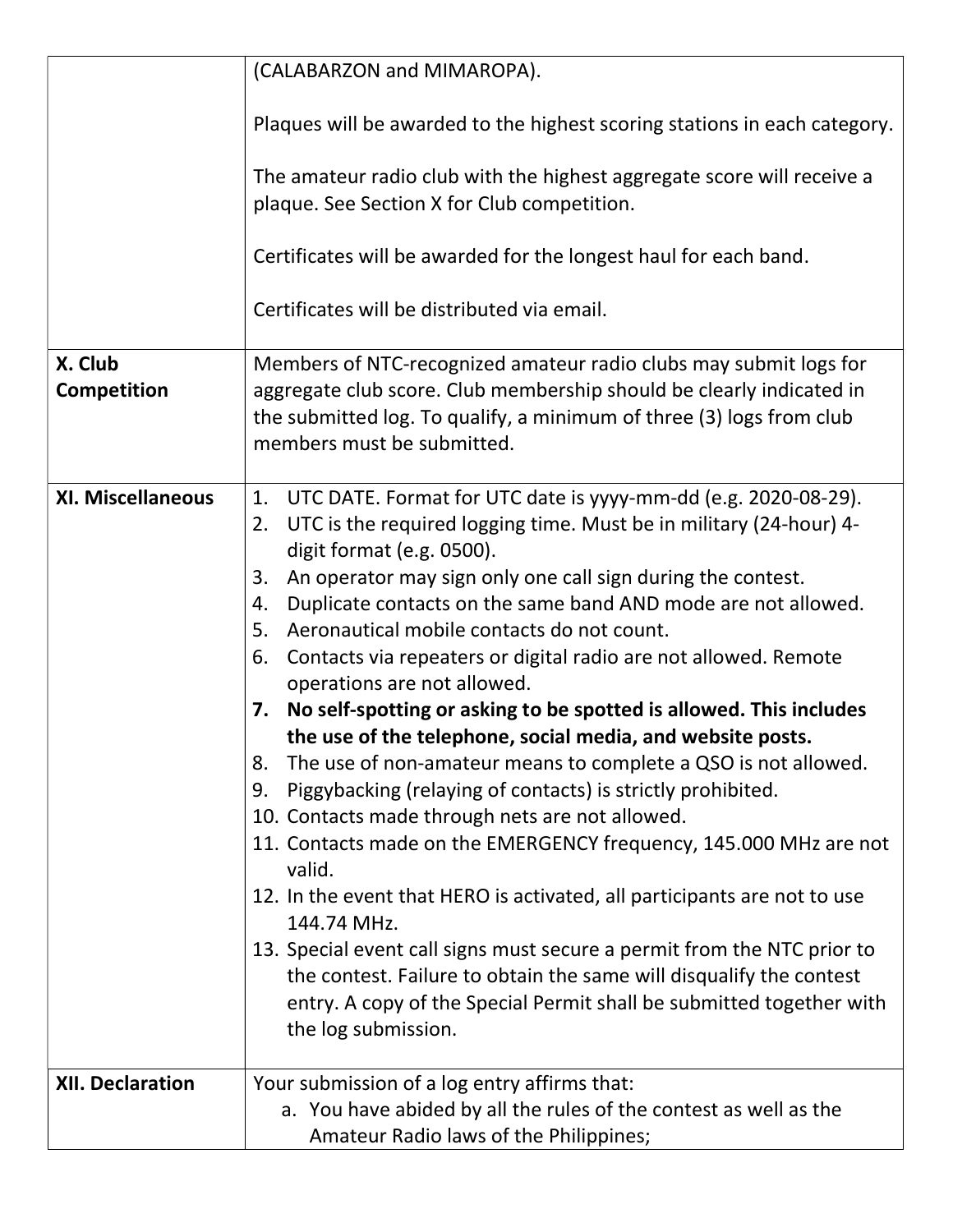| | |
|---|---|
| | (CALABARZON and MIMAROPA).<br><br>Plaques will be awarded to the highest scoring stations in each category.<br><br>The amateur radio club with the highest aggregate score will receive a plaque. See Section X for Club competition.<br><br>Certificates will be awarded for the longest haul for each band.<br><br>Certificates will be distributed via email. |
| **X. Club Competition** | Members of NTC-recognized amateur radio clubs may submit logs for aggregate club score. Club membership should be clearly indicated in the submitted log. To qualify, a minimum of three (3) logs from club members must be submitted. |
| **XI. Miscellaneous** | 1. UTC DATE. Format for UTC date is yyyy-mm-dd (e.g. 2020-08-29).<br>2. UTC is the required logging time. Must be in military (24-hour) 4-digit format (e.g. 0500).<br>3. An operator may sign only one call sign during the contest.<br>4. Duplicate contacts on the same band AND mode are not allowed.<br>5. Aeronautical mobile contacts do not count.<br>6. Contacts via repeaters or digital radio are not allowed. Remote operations are not allowed.<br>**7. No self-spotting or asking to be spotted is allowed. This includes the use of the telephone, social media, and website posts.**<br>8. The use of non-amateur means to complete a QSO is not allowed.<br>9. Piggybacking (relaying of contacts) is strictly prohibited.<br>10. Contacts made through nets are not allowed.<br>11. Contacts made on the EMERGENCY frequency, 145.000 MHz are not valid.<br>12. In the event that HERO is activated, all participants are not to use 144.74 MHz.<br>13. Special event call signs must secure a permit from the NTC prior to the contest. Failure to obtain the same will disqualify the contest entry. A copy of the Special Permit shall be submitted together with the log submission. |
| **XII. Declaration** | Your submission of a log entry affirms that:<br>a. You have abided by all the rules of the contest as well as the Amateur Radio laws of the Philippines; |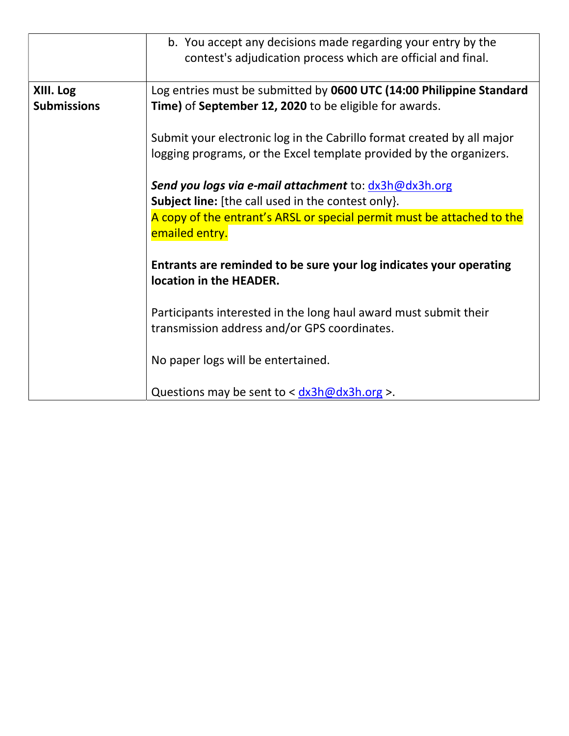| | |
|---|---|
| | b. You accept any decisions made regarding your entry by the contest's adjudication process which are official and final. |
| **XIII. Log Submissions** | Log entries must be submitted by **0600 UTC (14:00 Philippine Standard Time)** of **September 12, 2020** to be eligible for awards.<br><br>Submit your electronic log in the Cabrillo format created by all major logging programs, or the Excel template provided by the organizers.<br><br>***Send you logs via e-mail attachment*** to: dx3h@dx3h.org<br>**Subject line:** [the call used in the contest only}.<br>A copy of the entrant's ARSL or special permit must be attached to the emailed entry.<br><br>**Entrants are reminded to be sure your log indicates your operating location in the HEADER.**<br><br>Participants interested in the long haul award must submit their transmission address and/or GPS coordinates.<br><br>No paper logs will be entertained.<br><br>Questions may be sent to < dx3h@dx3h.org >. |